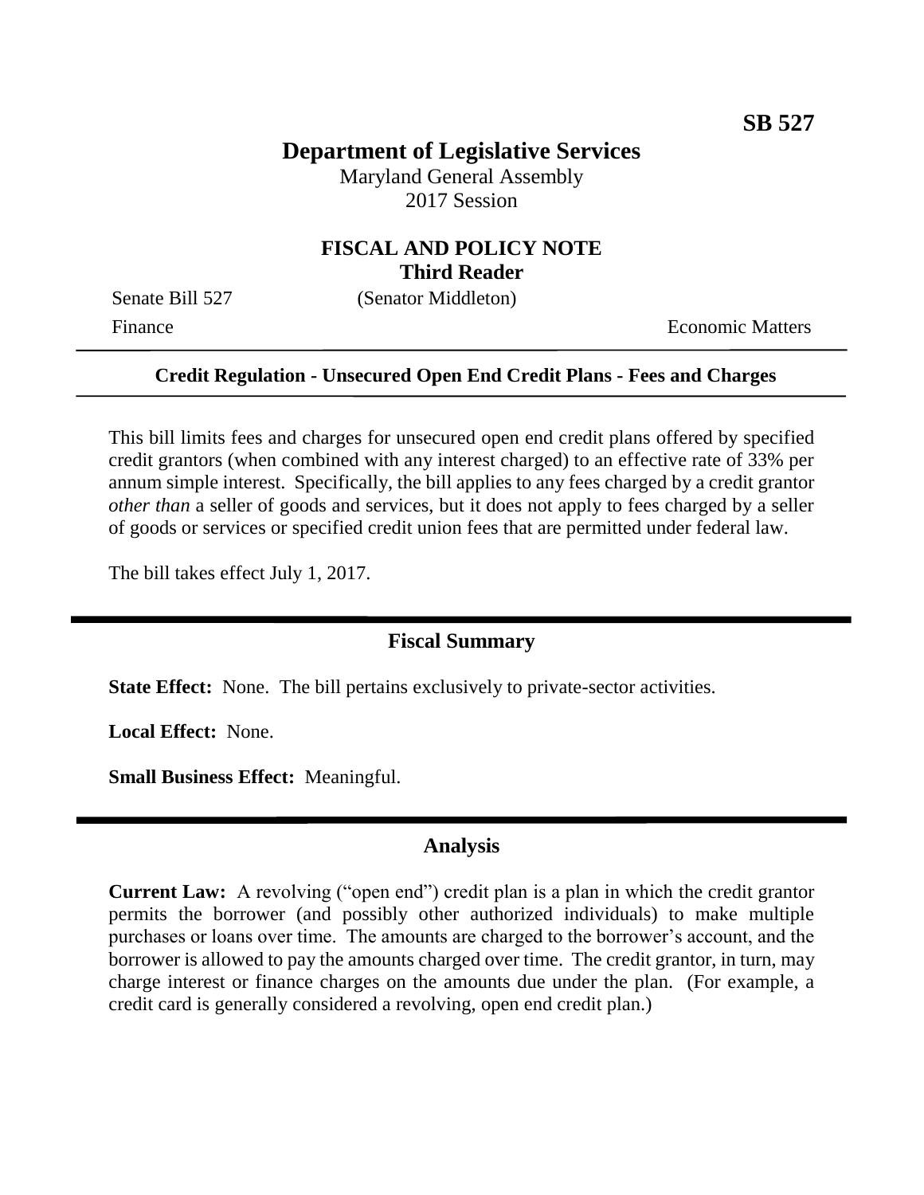**SB 527**

# Department of Legislative Services

Maryland General Assembly
2017 Session

## FISCAL AND POLICY NOTE
**Third Reader**

Senate Bill 527 (Senator Middleton)

Finance Economic Matters

---

**Credit Regulation - Unsecured Open End Credit Plans - Fees and Charges**

---

This bill limits fees and charges for unsecured open end credit plans offered by specified credit grantors (when combined with any interest charged) to an effective rate of 33% per annum simple interest. Specifically, the bill applies to any fees charged by a credit grantor *other than* a seller of goods and services, but it does not apply to fees charged by a seller of goods or services or specified credit union fees that are permitted under federal law.

The bill takes effect July 1, 2017.

## Fiscal Summary

**State Effect:** None. The bill pertains exclusively to private-sector activities.

**Local Effect:** None.

**Small Business Effect:** Meaningful.

## Analysis

**Current Law:** A revolving ("open end") credit plan is a plan in which the credit grantor permits the borrower (and possibly other authorized individuals) to make multiple purchases or loans over time. The amounts are charged to the borrower's account, and the borrower is allowed to pay the amounts charged over time. The credit grantor, in turn, may charge interest or finance charges on the amounts due under the plan. (For example, a credit card is generally considered a revolving, open end credit plan.)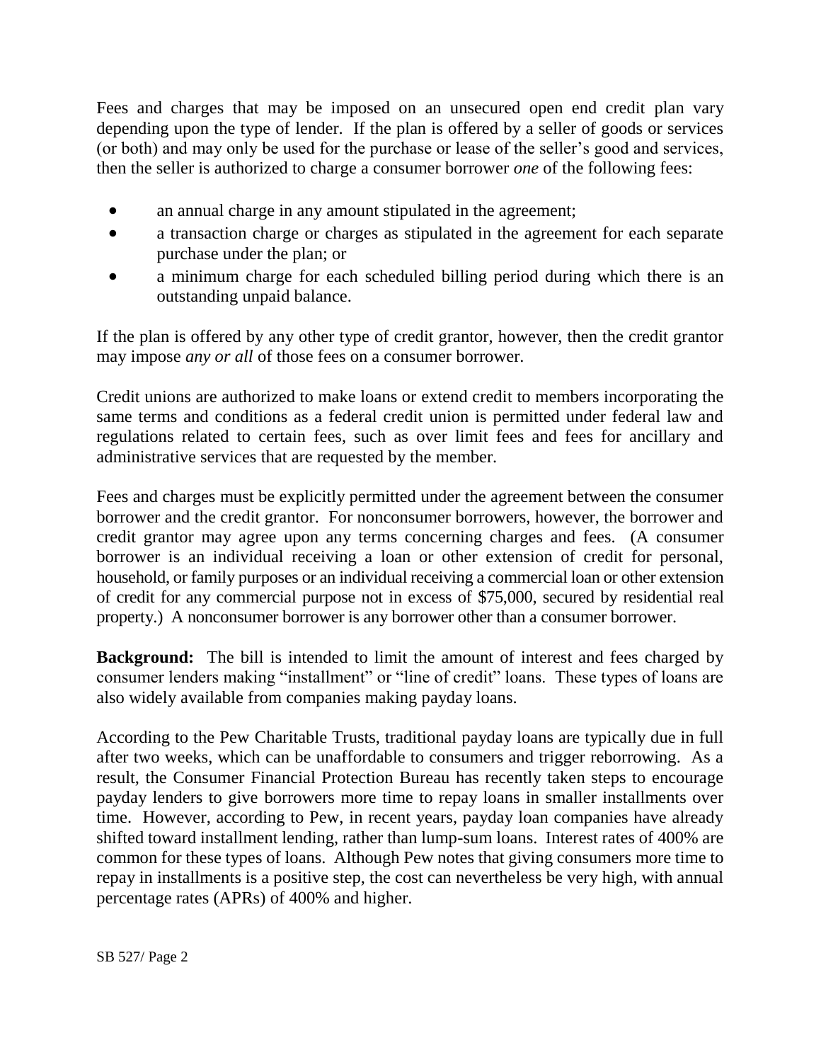Fees and charges that may be imposed on an unsecured open end credit plan vary depending upon the type of lender. If the plan is offered by a seller of goods or services (or both) and may only be used for the purchase or lease of the seller's good and services, then the seller is authorized to charge a consumer borrower *one* of the following fees:

- an annual charge in any amount stipulated in the agreement;
- a transaction charge or charges as stipulated in the agreement for each separate purchase under the plan; or
- a minimum charge for each scheduled billing period during which there is an outstanding unpaid balance.

If the plan is offered by any other type of credit grantor, however, then the credit grantor may impose *any or all* of those fees on a consumer borrower.

Credit unions are authorized to make loans or extend credit to members incorporating the same terms and conditions as a federal credit union is permitted under federal law and regulations related to certain fees, such as over limit fees and fees for ancillary and administrative services that are requested by the member.

Fees and charges must be explicitly permitted under the agreement between the consumer borrower and the credit grantor. For nonconsumer borrowers, however, the borrower and credit grantor may agree upon any terms concerning charges and fees. (A consumer borrower is an individual receiving a loan or other extension of credit for personal, household, or family purposes or an individual receiving a commercial loan or other extension of credit for any commercial purpose not in excess of $75,000, secured by residential real property.) A nonconsumer borrower is any borrower other than a consumer borrower.

**Background:** The bill is intended to limit the amount of interest and fees charged by consumer lenders making "installment" or "line of credit" loans. These types of loans are also widely available from companies making payday loans.

According to the Pew Charitable Trusts, traditional payday loans are typically due in full after two weeks, which can be unaffordable to consumers and trigger reborrowing. As a result, the Consumer Financial Protection Bureau has recently taken steps to encourage payday lenders to give borrowers more time to repay loans in smaller installments over time. However, according to Pew, in recent years, payday loan companies have already shifted toward installment lending, rather than lump-sum loans. Interest rates of 400% are common for these types of loans. Although Pew notes that giving consumers more time to repay in installments is a positive step, the cost can nevertheless be very high, with annual percentage rates (APRs) of 400% and higher.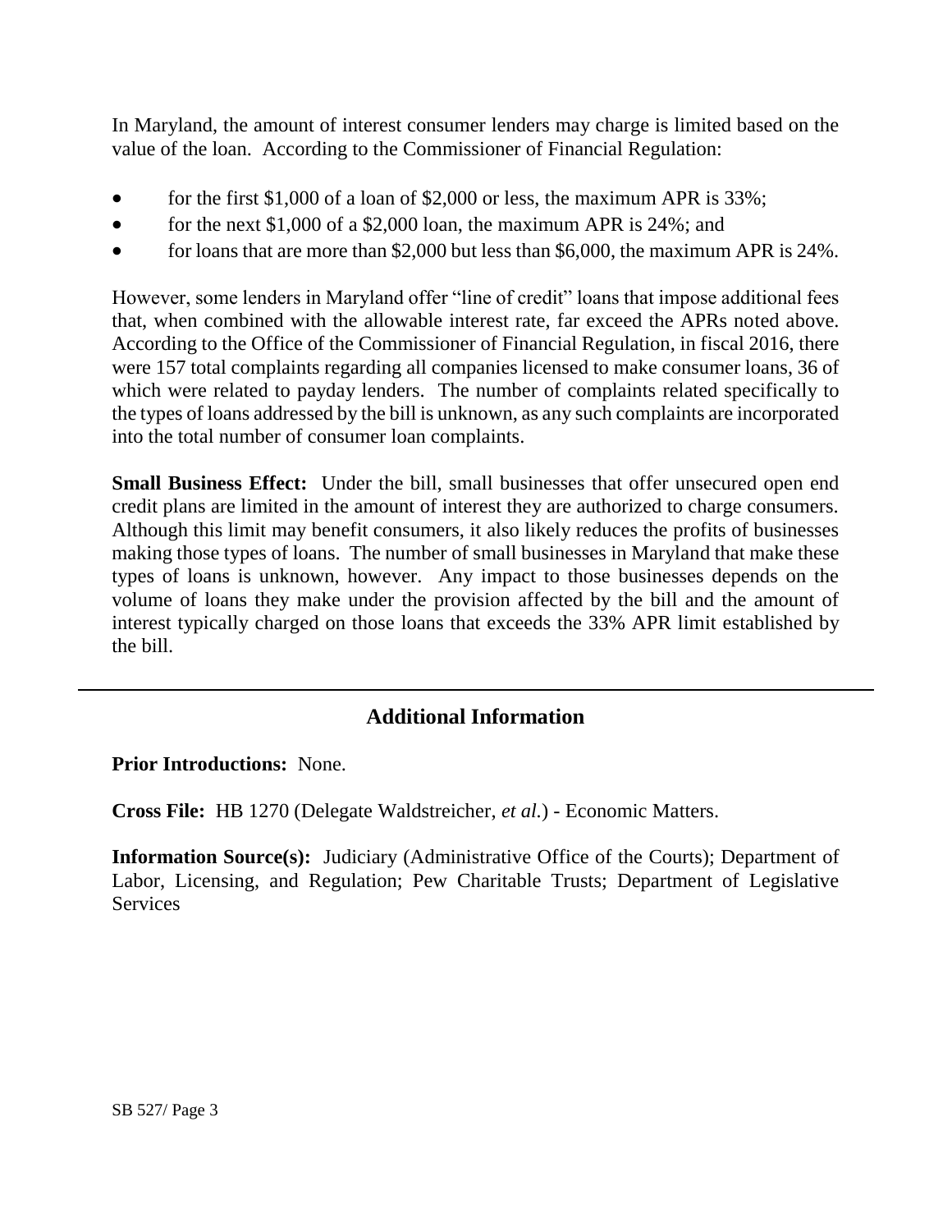In Maryland, the amount of interest consumer lenders may charge is limited based on the value of the loan. According to the Commissioner of Financial Regulation:

- for the first $1,000 of a loan of $2,000 or less, the maximum APR is 33%;
- for the next $1,000 of a $2,000 loan, the maximum APR is 24%; and
- for loans that are more than $2,000 but less than $6,000, the maximum APR is 24%.

However, some lenders in Maryland offer "line of credit" loans that impose additional fees that, when combined with the allowable interest rate, far exceed the APRs noted above. According to the Office of the Commissioner of Financial Regulation, in fiscal 2016, there were 157 total complaints regarding all companies licensed to make consumer loans, 36 of which were related to payday lenders. The number of complaints related specifically to the types of loans addressed by the bill is unknown, as any such complaints are incorporated into the total number of consumer loan complaints.

**Small Business Effect:** Under the bill, small businesses that offer unsecured open end credit plans are limited in the amount of interest they are authorized to charge consumers. Although this limit may benefit consumers, it also likely reduces the profits of businesses making those types of loans. The number of small businesses in Maryland that make these types of loans is unknown, however. Any impact to those businesses depends on the volume of loans they make under the provision affected by the bill and the amount of interest typically charged on those loans that exceeds the 33% APR limit established by the bill.

---

## Additional Information

**Prior Introductions:** None.

**Cross File:** HB 1270 (Delegate Waldstreicher, *et al.*) - Economic Matters.

**Information Source(s):** Judiciary (Administrative Office of the Courts); Department of Labor, Licensing, and Regulation; Pew Charitable Trusts; Department of Legislative Services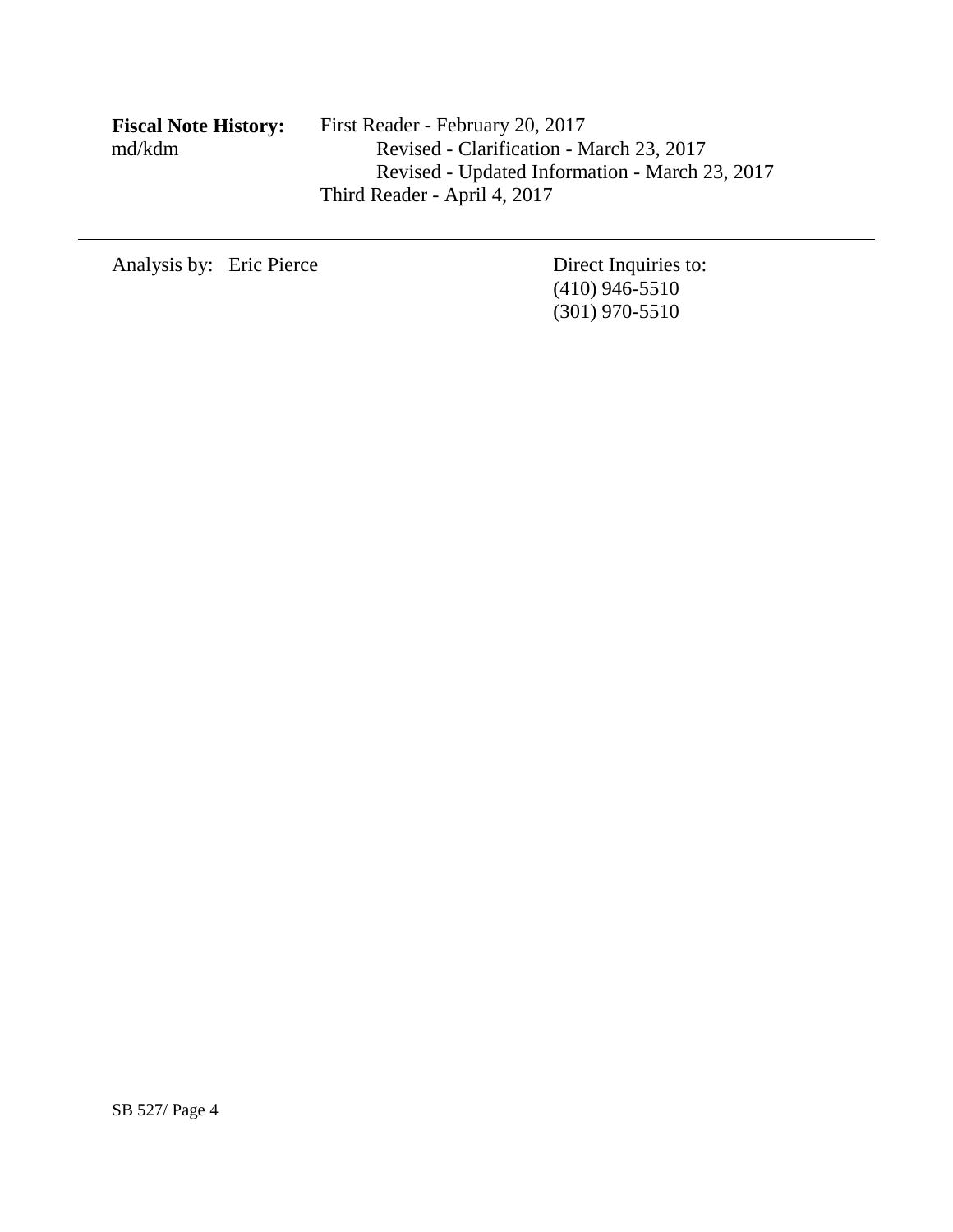**Fiscal Note History:** First Reader - February 20, 2017
md/kdm Revised - Clarification - March 23, 2017
Revised - Updated Information - March 23, 2017
Third Reader - April 4, 2017

---

Analysis by: Eric Pierce

Direct Inquiries to:
(410) 946-5510
(301) 970-5510